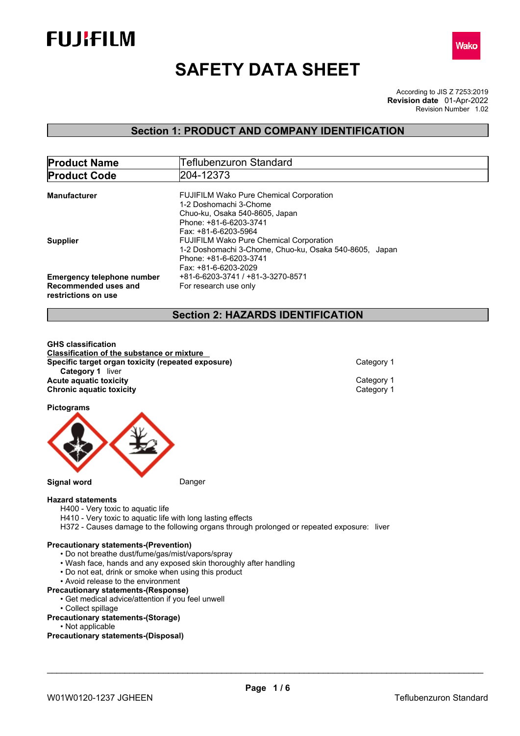FUJIFILM

Wako

# SAFETY DATA SHEET

According to JIS Z 7253:2019
**Revision date** 01-Apr-2022
Revision Number 1.02

## Section 1: PRODUCT AND COMPANY IDENTIFICATION

| **Product Name** | Teflubenzuron Standard |
|---|---|
| **Product Code** | 204-12373 |

**Manufacturer**
FUJIFILM Wako Pure Chemical Corporation
1-2 Doshomachi 3-Chome
Chuo-ku, Osaka 540-8605, Japan
Phone: +81-6-6203-3741
Fax: +81-6-6203-5964

**Supplier**
FUJIFILM Wako Pure Chemical Corporation
1-2 Doshomachi 3-Chome, Chuo-ku, Osaka 540-8605, Japan
Phone: +81-6-6203-3741
Fax: +81-6-6203-2029

**Emergency telephone number** +81-6-6203-3741 / +81-3-3270-8571

**Recommended uses and restrictions on use** For research use only

## Section 2: HAZARDS IDENTIFICATION

**GHS classification**

**Classification of the substance or mixture**

| | |
|---|---|
| **Specific target organ toxicity (repeated exposure)** | Category 1 |
| **Category 1** liver | |
| **Acute aquatic toxicity** | Category 1 |
| **Chronic aquatic toxicity** | Category 1 |

**Pictograms**

**Signal word** Danger

**Hazard statements**
H400 - Very toxic to aquatic life
H410 - Very toxic to aquatic life with long lasting effects
H372 - Causes damage to the following organs through prolonged or repeated exposure: liver

**Precautionary statements-(Prevention)**
- Do not breathe dust/fume/gas/mist/vapors/spray
- Wash face, hands and any exposed skin thoroughly after handling
- Do not eat, drink or smoke when using this product
- Avoid release to the environment

**Precautionary statements-(Response)**
- Get medical advice/attention if you feel unwell
- Collect spillage

**Precautionary statements-(Storage)**
- Not applicable

**Precautionary statements-(Disposal)**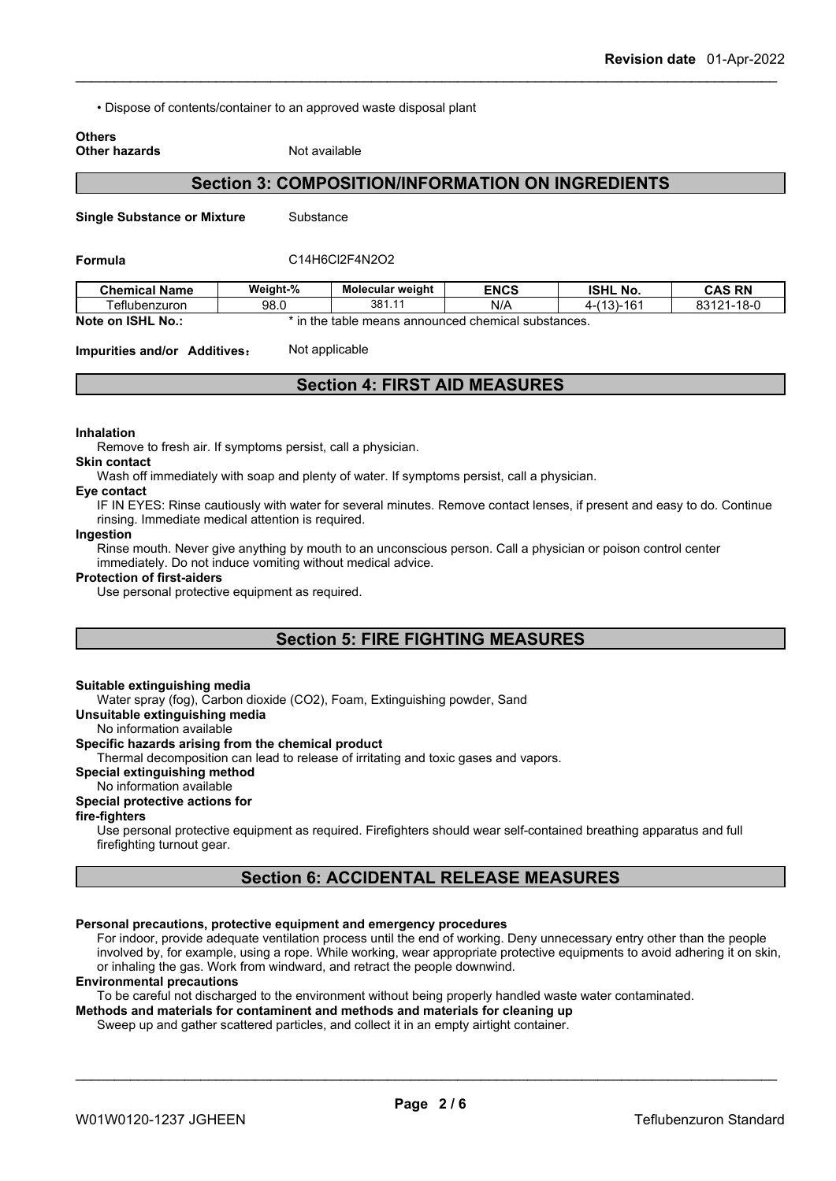• Dispose of contents/container to an approved waste disposal plant

**Others**
**Other hazards** Not available

## Section 3: COMPOSITION/INFORMATION ON INGREDIENTS

**Single Substance or Mixture** Substance

**Formula** C14H6Cl2F4N2O2

| Chemical Name | Weight-% | Molecular weight | ENCS | ISHL No. | CAS RN |
|---|---|---|---|---|---|
| Teflubenzuron | 98.0 | 381.11 | N/A | 4-(13)-161 | 83121-18-0 |

**Note on ISHL No.:** * in the table means announced chemical substances.

**Impurities and/or Additives:** Not applicable

## Section 4: FIRST AID MEASURES

**Inhalation**
Remove to fresh air. If symptoms persist, call a physician.

**Skin contact**
Wash off immediately with soap and plenty of water. If symptoms persist, call a physician.

**Eye contact**
IF IN EYES: Rinse cautiously with water for several minutes. Remove contact lenses, if present and easy to do. Continue rinsing. Immediate medical attention is required.

**Ingestion**
Rinse mouth. Never give anything by mouth to an unconscious person. Call a physician or poison control center immediately. Do not induce vomiting without medical advice.

**Protection of first-aiders**
Use personal protective equipment as required.

## Section 5: FIRE FIGHTING MEASURES

**Suitable extinguishing media**
Water spray (fog), Carbon dioxide (CO2), Foam, Extinguishing powder, Sand

**Unsuitable extinguishing media**
No information available

**Specific hazards arising from the chemical product**
Thermal decomposition can lead to release of irritating and toxic gases and vapors.

**Special extinguishing method**
No information available

**Special protective actions for fire-fighters**
Use personal protective equipment as required. Firefighters should wear self-contained breathing apparatus and full firefighting turnout gear.

## Section 6: ACCIDENTAL RELEASE MEASURES

**Personal precautions, protective equipment and emergency procedures**
For indoor, provide adequate ventilation process until the end of working. Deny unnecessary entry other than the people involved by, for example, using a rope. While working, wear appropriate protective equipments to avoid adhering it on skin, or inhaling the gas. Work from windward, and retract the people downwind.

**Environmental precautions**
To be careful not discharged to the environment without being properly handled waste water contaminated.

**Methods and materials for contaminent and methods and materials for cleaning up**
Sweep up and gather scattered particles, and collect it in an empty airtight container.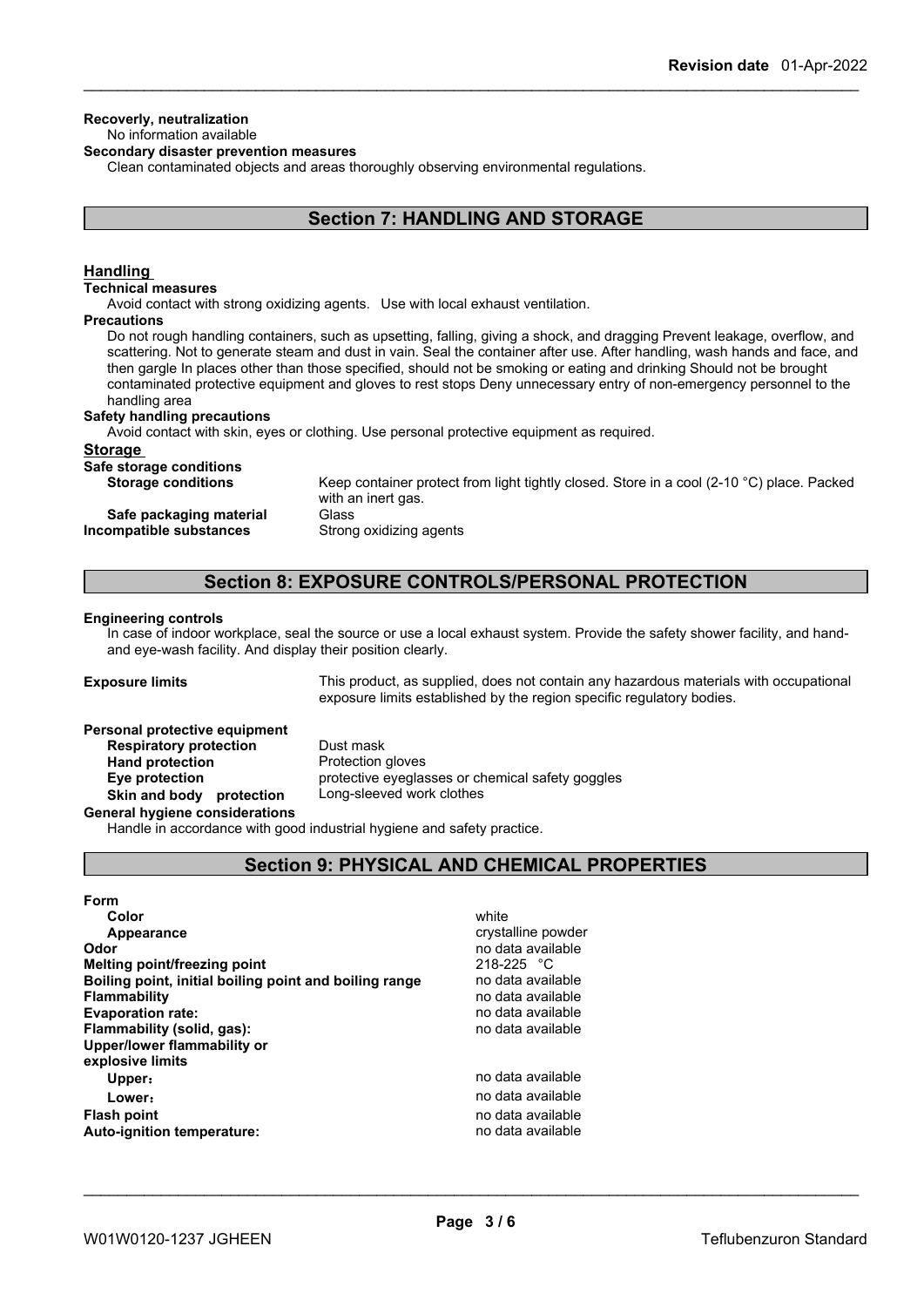**Recoverly, neutralization**
No information available
**Secondary disaster prevention measures**
Clean contaminated objects and areas thoroughly observing environmental regulations.

## Section 7: HANDLING AND STORAGE

### Handling

**Technical measures**
Avoid contact with strong oxidizing agents. Use with local exhaust ventilation.
**Precautions**
Do not rough handling containers, such as upsetting, falling, giving a shock, and dragging Prevent leakage, overflow, and scattering. Not to generate steam and dust in vain. Seal the container after use. After handling, wash hands and face, and then gargle In places other than those specified, should not be smoking or eating and drinking Should not be brought contaminated protective equipment and gloves to rest stops Deny unnecessary entry of non-emergency personnel to the handling area
**Safety handling precautions**
Avoid contact with skin, eyes or clothing. Use personal protective equipment as required.

### Storage

**Safe storage conditions**

| | |
|---|---|
| **Storage conditions** | Keep container protect from light tightly closed. Store in a cool (2-10 °C) place. Packed with an inert gas. |
| **Safe packaging material** | Glass |
| **Incompatible substances** | Strong oxidizing agents |

## Section 8: EXPOSURE CONTROLS/PERSONAL PROTECTION

**Engineering controls**
In case of indoor workplace, seal the source or use a local exhaust system. Provide the safety shower facility, and hand- and eye-wash facility. And display their position clearly.

| | |
|---|---|
| **Exposure limits** | This product, as supplied, does not contain any hazardous materials with occupational exposure limits established by the region specific regulatory bodies. |

**Personal protective equipment**

| | |
|---|---|
| **Respiratory protection** | Dust mask |
| **Hand protection** | Protection gloves |
| **Eye protection** | protective eyeglasses or chemical safety goggles |
| **Skin and body protection** | Long-sleeved work clothes |

**General hygiene considerations**
Handle in accordance with good industrial hygiene and safety practice.

## Section 9: PHYSICAL AND CHEMICAL PROPERTIES

| | |
|---|---|
| **Form** | |
| **Color** | white |
| **Appearance** | crystalline powder |
| **Odor** | no data available |
| **Melting point/freezing point** | 218-225 °C |
| **Boiling point, initial boiling point and boiling range** | no data available |
| **Flammability** | no data available |
| **Evaporation rate:** | no data available |
| **Flammability (solid, gas):** | no data available |
| **Upper/lower flammability or explosive limits** | |
| **Upper:** | no data available |
| **Lower:** | no data available |
| **Flash point** | no data available |
| **Auto-ignition temperature:** | no data available |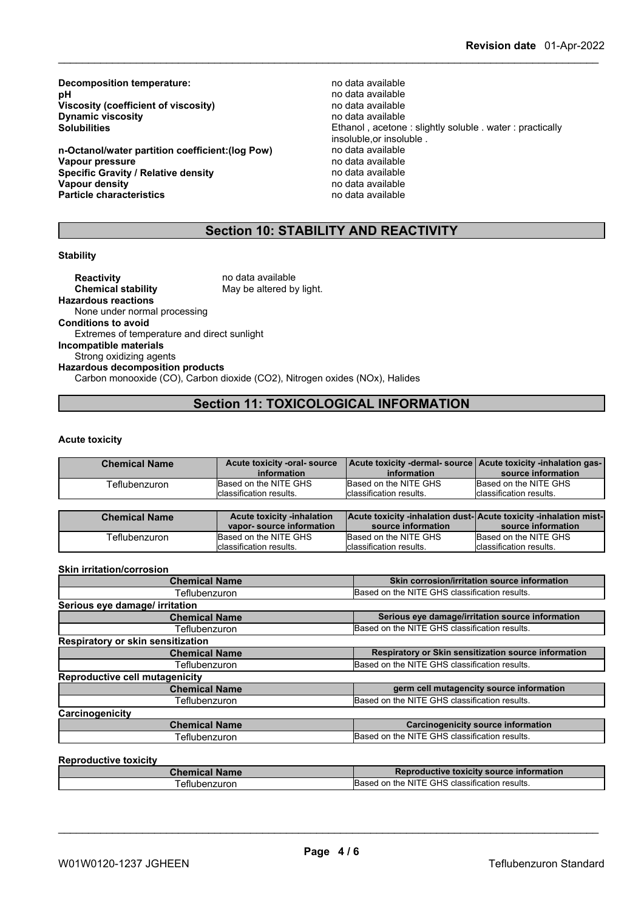| | |
|---|---|
| **Decomposition temperature:** | no data available |
| **pH** | no data available |
| **Viscosity (coefficient of viscosity)** | no data available |
| **Dynamic viscosity** | no data available |
| **Solubilities** | Ethanol , acetone : slightly soluble . water : practically insoluble,or insoluble . |
| **n-Octanol/water partition coefficient:(log Pow)** | no data available |
| **Vapour pressure** | no data available |
| **Specific Gravity / Relative density** | no data available |
| **Vapour density** | no data available |
| **Particle characteristics** | no data available |

## Section 10: STABILITY AND REACTIVITY

**Stability**

**Reactivity** no data available
**Chemical stability** May be altered by light.

**Hazardous reactions**
None under normal processing

**Conditions to avoid**
Extremes of temperature and direct sunlight

**Incompatible materials**
Strong oxidizing agents

**Hazardous decomposition products**
Carbon monooxide (CO), Carbon dioxide ($CO_2$), Nitrogen oxides (NOx), Halides

## Section 11: TOXICOLOGICAL INFORMATION

**Acute toxicity**

| Chemical Name | Acute toxicity -oral- source information | Acute toxicity -dermal- source information | Acute toxicity -inhalation gas- source information |
|---|---|---|---|
| Teflubenzuron | Based on the NITE GHS classification results. | Based on the NITE GHS classification results. | Based on the NITE GHS classification results. |

| Chemical Name | Acute toxicity -inhalation vapor- source information | Acute toxicity -inhalation dust- source information | Acute toxicity -inhalation mist- source information |
|---|---|---|---|
| Teflubenzuron | Based on the NITE GHS classification results. | Based on the NITE GHS classification results. | Based on the NITE GHS classification results. |

**Skin irritation/corrosion**

| Chemical Name | Skin corrosion/irritation source information |
|---|---|
| Teflubenzuron | Based on the NITE GHS classification results. |

**Serious eye damage/ irritation**

| Chemical Name | Serious eye damage/irritation source information |
|---|---|
| Teflubenzuron | Based on the NITE GHS classification results. |

**Respiratory or skin sensitization**

| Chemical Name | Respiratory or Skin sensitization source information |
|---|---|
| Teflubenzuron | Based on the NITE GHS classification results. |

**Reproductive cell mutagenicity**

| Chemical Name | germ cell mutagencity source information |
|---|---|
| Teflubenzuron | Based on the NITE GHS classification results. |

**Carcinogenicity**

| Chemical Name | Carcinogenicity source information |
|---|---|
| Teflubenzuron | Based on the NITE GHS classification results. |

**Reproductive toxicity**

| Chemical Name | Reproductive toxicity source information |
|---|---|
| Teflubenzuron | Based on the NITE GHS classification results. |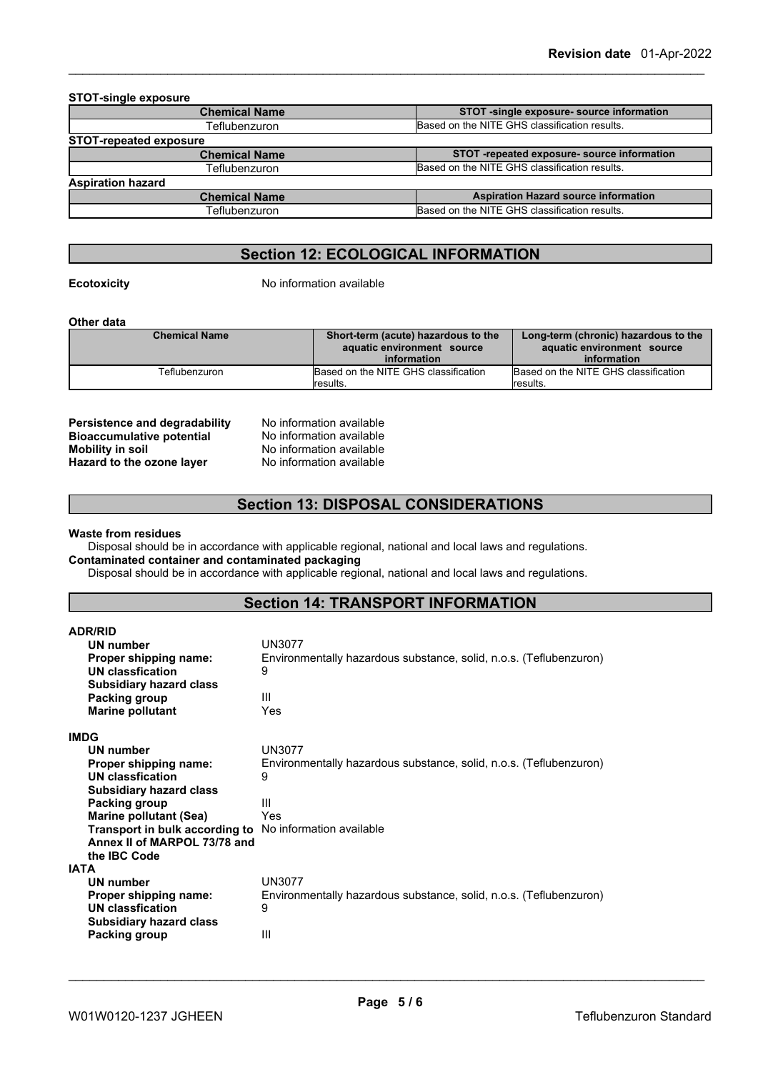**STOT-single exposure**

| Chemical Name | STOT -single exposure- source information |
| --- | --- |
| Teflubenzuron | Based on the NITE GHS classification results. |

**STOT-repeated exposure**

| Chemical Name | STOT -repeated exposure- source information |
| --- | --- |
| Teflubenzuron | Based on the NITE GHS classification results. |

**Aspiration hazard**

| Chemical Name | Aspiration Hazard source information |
| --- | --- |
| Teflubenzuron | Based on the NITE GHS classification results. |

## Section 12: ECOLOGICAL INFORMATION

**Ecotoxicity** No information available

**Other data**

| Chemical Name | Short-term (acute) hazardous to the aquatic environment source information | Long-term (chronic) hazardous to the aquatic environment source information |
| --- | --- | --- |
| Teflubenzuron | Based on the NITE GHS classification results. | Based on the NITE GHS classification results. |

**Persistence and degradability** No information available
**Bioaccumulative potential** No information available
**Mobility in soil** No information available
**Hazard to the ozone layer** No information available

## Section 13: DISPOSAL CONSIDERATIONS

**Waste from residues**
Disposal should be in accordance with applicable regional, national and local laws and regulations.
**Contaminated container and contaminated packaging**
Disposal should be in accordance with applicable regional, national and local laws and regulations.

## Section 14: TRANSPORT INFORMATION

**ADR/RID**

**UN number** UN3077
**Proper shipping name:** Environmentally hazardous substance, solid, n.o.s. (Teflubenzuron)
**UN classfication** 9
**Subsidiary hazard class**
**Packing group** III
**Marine pollutant** Yes

**IMDG**

**UN number** UN3077
**Proper shipping name:** Environmentally hazardous substance, solid, n.o.s. (Teflubenzuron)
**UN classfication** 9
**Subsidiary hazard class**
**Packing group** III
**Marine pollutant (Sea)** Yes
**Transport in bulk according to Annex II of MARPOL 73/78 and the IBC Code** No information available

**IATA**

**UN number** UN3077
**Proper shipping name:** Environmentally hazardous substance, solid, n.o.s. (Teflubenzuron)
**UN classfication** 9
**Subsidiary hazard class**
**Packing group** III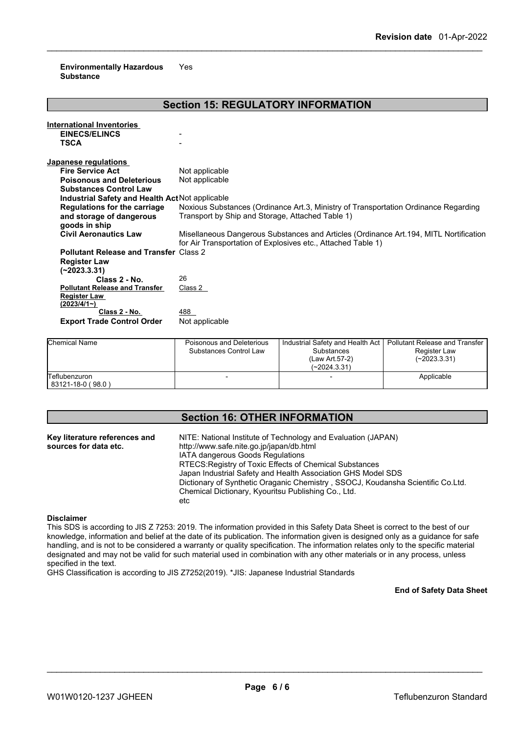**Environmentally Hazardous Substance** Yes

## Section 15: REGULATORY INFORMATION

**International Inventories**

| | |
|---|---|
| **EINECS/ELINCS** | - |
| **TSCA** | - |

**Japanese regulations**

| | |
|---|---|
| **Fire Service Act** | Not applicable |
| **Poisonous and Deleterious Substances Control Law** | Not applicable |
| **Industrial Safety and Health Act** | Not applicable |
| **Regulations for the carriage and storage of dangerous goods in ship** | Noxious Substances (Ordinance Art.3, Ministry of Transportation Ordinance Regarding Transport by Ship and Storage, Attached Table 1) |
| **Civil Aeronautics Law** | Misellaneous Dangerous Substances and Articles (Ordinance Art.194, MITL Notification for Air Transportation of Explosives etc., Attached Table 1) |
| **Pollutant Release and Transfer Register Law (~2023.3.31)** | Class 2 |
| **Class 2 - No.** | 26 |
| **Pollutant Release and Transfer Register Law (2023/4/1~)** | Class 2 |
| **Class 2 - No.** | 488 |
| **Export Trade Control Order** | Not applicable |

| Chemical Name | Poisonous and Deleterious Substances Control Law | Industrial Safety and Health Act Substances (Law Art.57-2) (~2024.3.31) | Pollutant Release and Transfer Register Law (~2023.3.31) |
|---|---|---|---|
| Teflubenzuron 83121-18-0 ( 98.0 ) | - | - | Applicable |

## Section 16: OTHER INFORMATION

**Key literature references and sources for data etc.**

NITE: National Institute of Technology and Evaluation (JAPAN)
http://www.safe.nite.go.jp/japan/db.html
IATA dangerous Goods Regulations
RTECS:Registry of Toxic Effects of Chemical Substances
Japan Industrial Safety and Health Association GHS Model SDS
Dictionary of Synthetic Oraganic Chemistry , SSOCJ, Koudansha Scientific Co.Ltd.
Chemical Dictionary, Kyouritsu Publishing Co., Ltd.
etc

**Disclaimer**

This SDS is according to JIS Z 7253: 2019. The information provided in this Safety Data Sheet is correct to the best of our knowledge, information and belief at the date of its publication. The information given is designed only as a guidance for safe handling, and is not to be considered a warranty or quality specification. The information relates only to the specific material designated and may not be valid for such material used in combination with any other materials or in any process, unless specified in the text.

GHS Classification is according to JIS Z7252(2019). *JIS: Japanese Industrial Standards

**End of Safety Data Sheet**